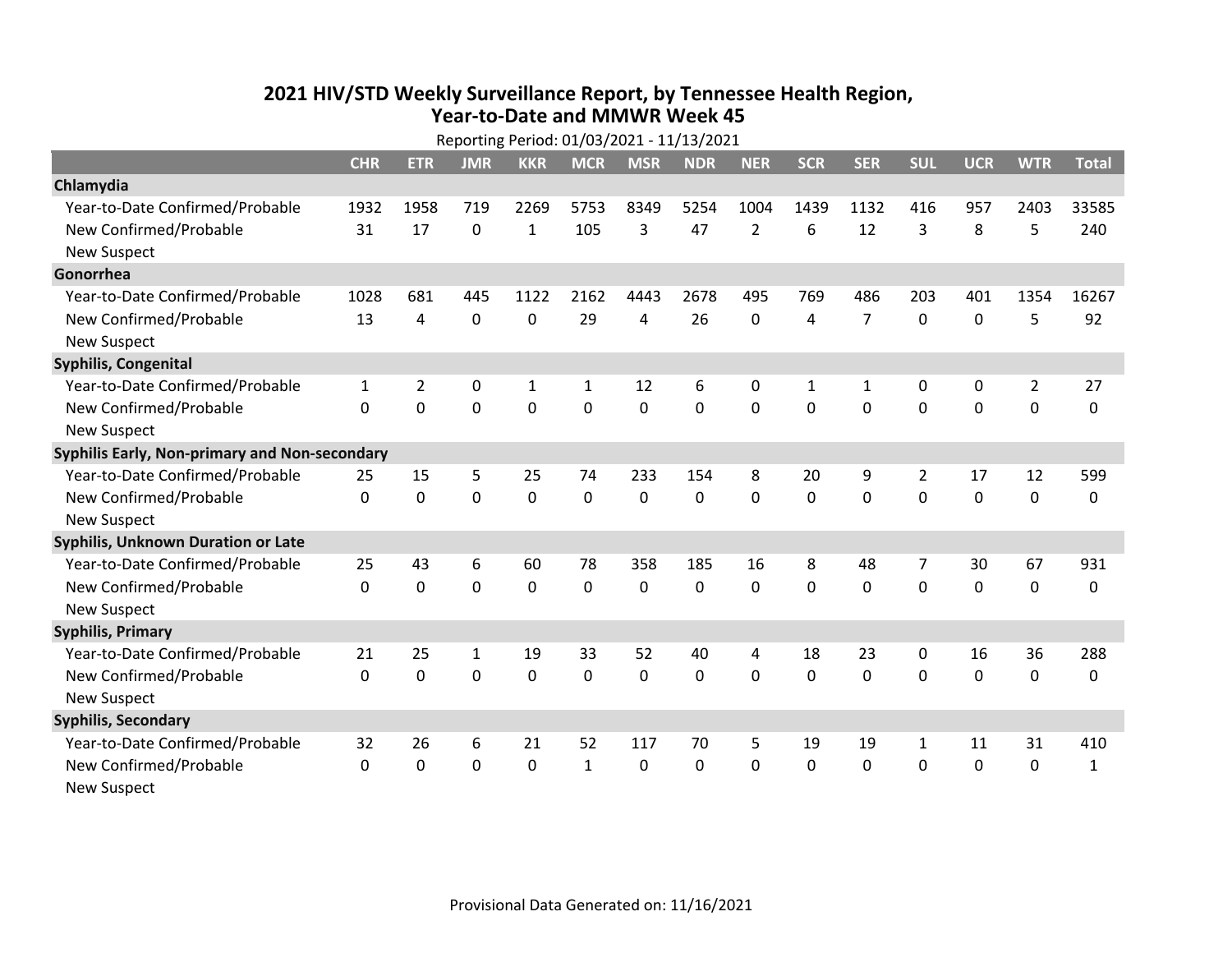# 2021 HIV/STD Weekly Surveillance Report, by Tennessee Health Region, Year-to-Date and MMWR Week 45

Reporting Period: 01/03/2021 - 11/13/2021

| | CHR | ETR | JMR | KKR | MCR | MSR | NDR | NER | SCR | SER | SUL | UCR | WTR | Total |
|---|---|---|---|---|---|---|---|---|---|---|---|---|---|---|
| **Chlamydia** | | | | | | | | | | | | | | |
| Year-to-Date Confirmed/Probable | 1932 | 1958 | 719 | 2269 | 5753 | 8349 | 5254 | 1004 | 1439 | 1132 | 416 | 957 | 2403 | 33585 |
| New Confirmed/Probable | 31 | 17 | 0 | 1 | 105 | 3 | 47 | 2 | 6 | 12 | 3 | 8 | 5 | 240 |
| New Suspect | | | | | | | | | | | | | | |
| **Gonorrhea** | | | | | | | | | | | | | | |
| Year-to-Date Confirmed/Probable | 1028 | 681 | 445 | 1122 | 2162 | 4443 | 2678 | 495 | 769 | 486 | 203 | 401 | 1354 | 16267 |
| New Confirmed/Probable | 13 | 4 | 0 | 0 | 29 | 4 | 26 | 0 | 4 | 7 | 0 | 0 | 5 | 92 |
| New Suspect | | | | | | | | | | | | | | |
| **Syphilis, Congenital** | | | | | | | | | | | | | | |
| Year-to-Date Confirmed/Probable | 1 | 2 | 0 | 1 | 1 | 12 | 6 | 0 | 1 | 1 | 0 | 0 | 2 | 27 |
| New Confirmed/Probable | 0 | 0 | 0 | 0 | 0 | 0 | 0 | 0 | 0 | 0 | 0 | 0 | 0 | 0 |
| New Suspect | | | | | | | | | | | | | | |
| **Syphilis Early, Non-primary and Non-secondary** | | | | | | | | | | | | | | |
| Year-to-Date Confirmed/Probable | 25 | 15 | 5 | 25 | 74 | 233 | 154 | 8 | 20 | 9 | 2 | 17 | 12 | 599 |
| New Confirmed/Probable | 0 | 0 | 0 | 0 | 0 | 0 | 0 | 0 | 0 | 0 | 0 | 0 | 0 | 0 |
| New Suspect | | | | | | | | | | | | | | |
| **Syphilis, Unknown Duration or Late** | | | | | | | | | | | | | | |
| Year-to-Date Confirmed/Probable | 25 | 43 | 6 | 60 | 78 | 358 | 185 | 16 | 8 | 48 | 7 | 30 | 67 | 931 |
| New Confirmed/Probable | 0 | 0 | 0 | 0 | 0 | 0 | 0 | 0 | 0 | 0 | 0 | 0 | 0 | 0 |
| New Suspect | | | | | | | | | | | | | | |
| **Syphilis, Primary** | | | | | | | | | | | | | | |
| Year-to-Date Confirmed/Probable | 21 | 25 | 1 | 19 | 33 | 52 | 40 | 4 | 18 | 23 | 0 | 16 | 36 | 288 |
| New Confirmed/Probable | 0 | 0 | 0 | 0 | 0 | 0 | 0 | 0 | 0 | 0 | 0 | 0 | 0 | 0 |
| New Suspect | | | | | | | | | | | | | | |
| **Syphilis, Secondary** | | | | | | | | | | | | | | |
| Year-to-Date Confirmed/Probable | 32 | 26 | 6 | 21 | 52 | 117 | 70 | 5 | 19 | 19 | 1 | 11 | 31 | 410 |
| New Confirmed/Probable | 0 | 0 | 0 | 0 | 1 | 0 | 0 | 0 | 0 | 0 | 0 | 0 | 0 | 1 |
| New Suspect | | | | | | | | | | | | | | |

Provisional Data Generated on: 11/16/2021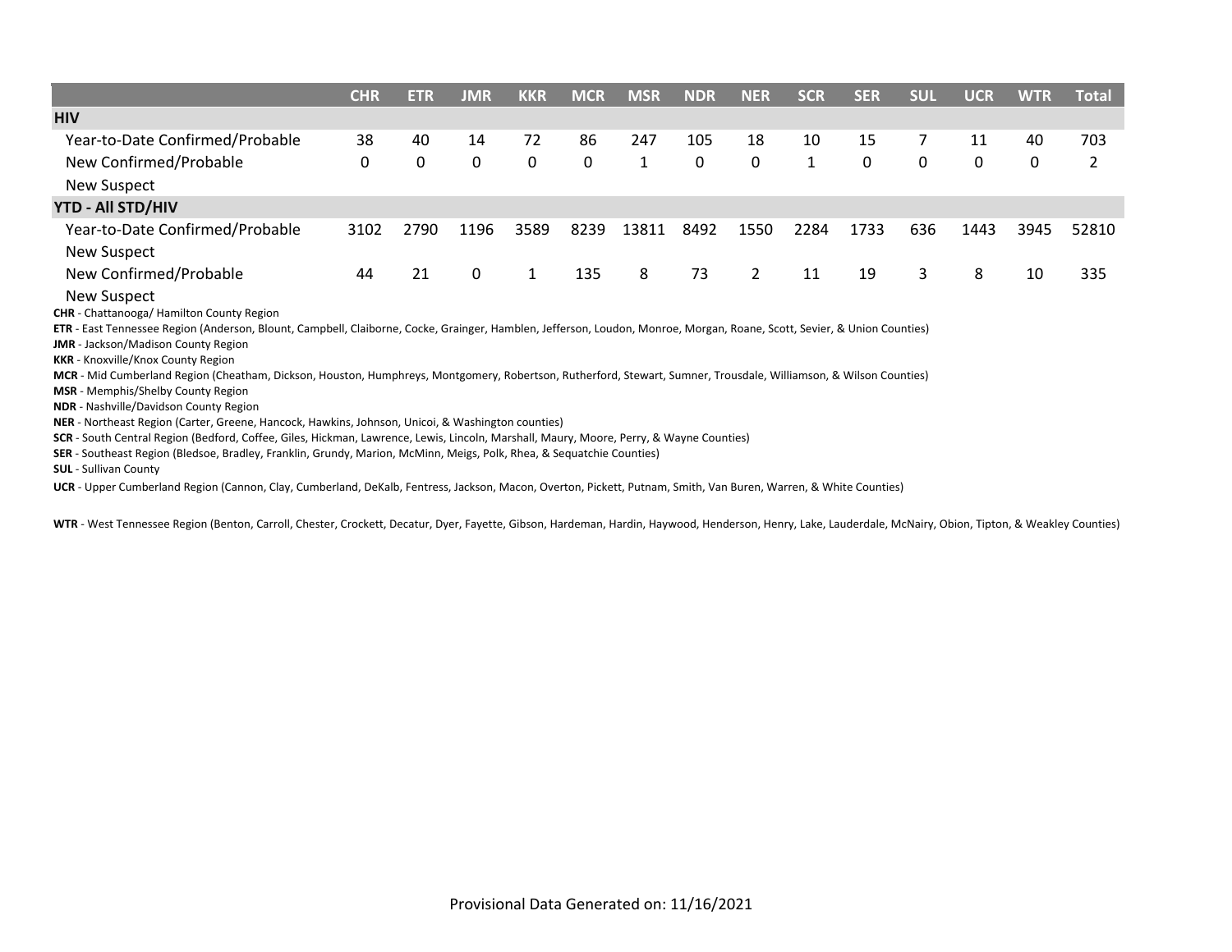| | CHR | ETR | JMR | KKR | MCR | MSR | NDR | NER | SCR | SER | SUL | UCR | WTR | Total |
|---|---|---|---|---|---|---|---|---|---|---|---|---|---|---|
| **HIV** | | | | | | | | | | | | | | |
| Year-to-Date Confirmed/Probable | 38 | 40 | 14 | 72 | 86 | 247 | 105 | 18 | 10 | 15 | 7 | 11 | 40 | 703 |
| New Confirmed/Probable | 0 | 0 | 0 | 0 | 0 | 1 | 0 | 0 | 1 | 0 | 0 | 0 | 0 | 2 |
| New Suspect | | | | | | | | | | | | | | |
| **YTD - All STD/HIV** | | | | | | | | | | | | | | |
| Year-to-Date Confirmed/Probable | 3102 | 2790 | 1196 | 3589 | 8239 | 13811 | 8492 | 1550 | 2284 | 1733 | 636 | 1443 | 3945 | 52810 |
| New Suspect | | | | | | | | | | | | | | |
| New Confirmed/Probable | 44 | 21 | 0 | 1 | 135 | 8 | 73 | 2 | 11 | 19 | 3 | 8 | 10 | 335 |
| New Suspect | | | | | | | | | | | | | | |

**CHR** - Chattanooga/ Hamilton County Region

**ETR** - East Tennessee Region (Anderson, Blount, Campbell, Claiborne, Cocke, Grainger, Hamblen, Jefferson, Loudon, Monroe, Morgan, Roane, Scott, Sevier, & Union Counties)

**JMR** - Jackson/Madison County Region

**KKR** - Knoxville/Knox County Region

**MCR** - Mid Cumberland Region (Cheatham, Dickson, Houston, Humphreys, Montgomery, Robertson, Rutherford, Stewart, Sumner, Trousdale, Williamson, & Wilson Counties)

**MSR** - Memphis/Shelby County Region

**NDR** - Nashville/Davidson County Region

**NER** - Northeast Region (Carter, Greene, Hancock, Hawkins, Johnson, Unicoi, & Washington counties)

**SCR** - South Central Region (Bedford, Coffee, Giles, Hickman, Lawrence, Lewis, Lincoln, Marshall, Maury, Moore, Perry, & Wayne Counties)

**SER** - Southeast Region (Bledsoe, Bradley, Franklin, Grundy, Marion, McMinn, Meigs, Polk, Rhea, & Sequatchie Counties)

**SUL** - Sullivan County

**UCR** - Upper Cumberland Region (Cannon, Clay, Cumberland, DeKalb, Fentress, Jackson, Macon, Overton, Pickett, Putnam, Smith, Van Buren, Warren, & White Counties)

**WTR** - West Tennessee Region (Benton, Carroll, Chester, Crockett, Decatur, Dyer, Fayette, Gibson, Hardeman, Hardin, Haywood, Henderson, Henry, Lake, Lauderdale, McNairy, Obion, Tipton, & Weakley Counties)

Provisional Data Generated on: 11/16/2021